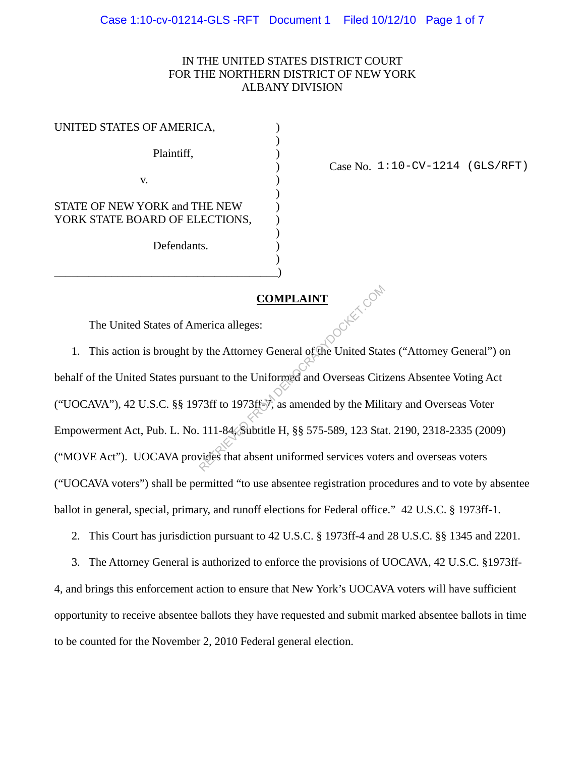IN THE UNITED STATES DISTRICT COURT
FOR THE NORTHERN DISTRICT OF NEW YORK
ALBANY DIVISION

| | |
|---|---|
| UNITED STATES OF AMERICA,<br><br>Plaintiff,<br><br>v.<br><br>STATE OF NEW YORK and THE NEW YORK STATE BOARD OF ELECTIONS,<br><br>Defendants. | Case No. 1:10-CV-1214 (GLS/RFT) |

## COMPLAINT

The United States of America alleges:

1. This action is brought by the Attorney General of the United States ("Attorney General") on behalf of the United States pursuant to the Uniformed and Overseas Citizens Absentee Voting Act ("UOCAVA"), 42 U.S.C. §§ 1973ff to 1973ff-7, as amended by the Military and Overseas Voter Empowerment Act, Pub. L. No. 111-84, Subtitle H, §§ 575-589, 123 Stat. 2190, 2318-2335 (2009) ("MOVE Act"). UOCAVA provides that absent uniformed services voters and overseas voters ("UOCAVA voters") shall be permitted "to use absentee registration procedures and to vote by absentee ballot in general, special, primary, and runoff elections for Federal office." 42 U.S.C. § 1973ff-1.

2. This Court has jurisdiction pursuant to 42 U.S.C. § 1973ff-4 and 28 U.S.C. §§ 1345 and 2201.

3. The Attorney General is authorized to enforce the provisions of UOCAVA, 42 U.S.C. §1973ff-4, and brings this enforcement action to ensure that New York's UOCAVA voters will have sufficient opportunity to receive absentee ballots they have requested and submit marked absentee ballots in time to be counted for the November 2, 2010 Federal general election.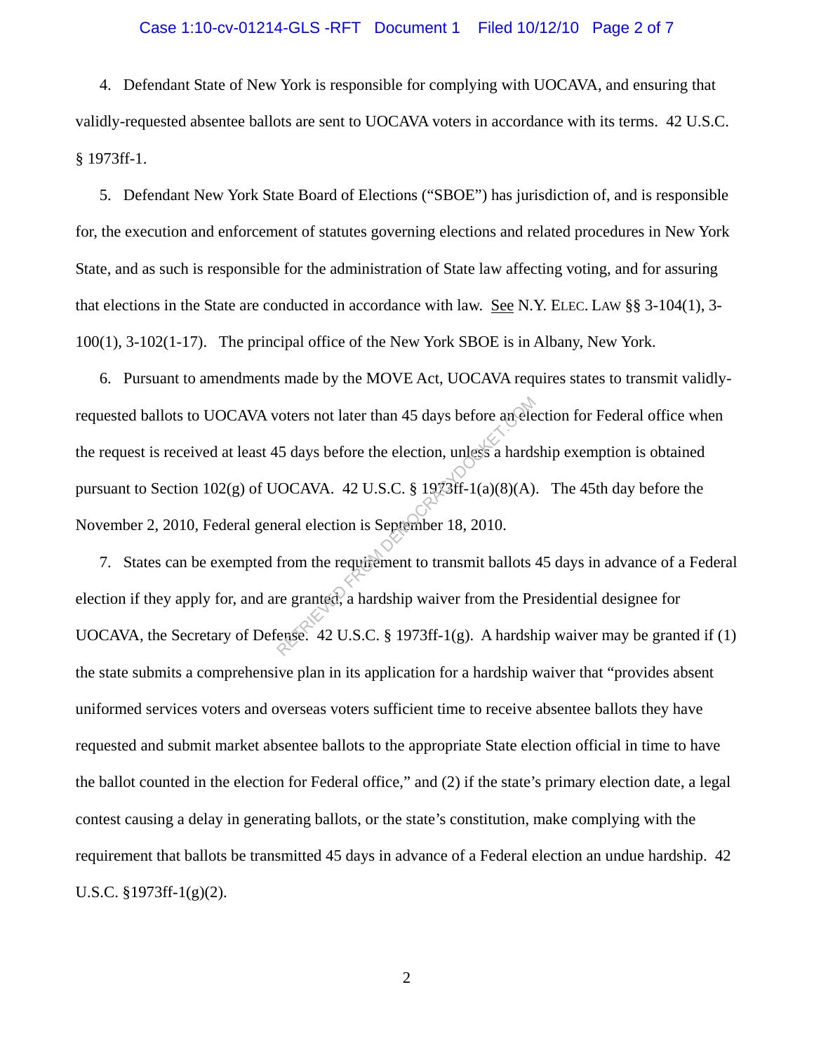4. Defendant State of New York is responsible for complying with UOCAVA, and ensuring that validly-requested absentee ballots are sent to UOCAVA voters in accordance with its terms. 42 U.S.C. § 1973ff-1.

5. Defendant New York State Board of Elections ("SBOE") has jurisdiction of, and is responsible for, the execution and enforcement of statutes governing elections and related procedures in New York State, and as such is responsible for the administration of State law affecting voting, and for assuring that elections in the State are conducted in accordance with law. See N.Y. ELEC. LAW §§ 3-104(1), 3-100(1), 3-102(1-17). The principal office of the New York SBOE is in Albany, New York.

6. Pursuant to amendments made by the MOVE Act, UOCAVA requires states to transmit validly-requested ballots to UOCAVA voters not later than 45 days before an election for Federal office when the request is received at least 45 days before the election, unless a hardship exemption is obtained pursuant to Section 102(g) of UOCAVA. 42 U.S.C. § 1973ff-1(a)(8)(A). The 45th day before the November 2, 2010, Federal general election is September 18, 2010.

7. States can be exempted from the requirement to transmit ballots 45 days in advance of a Federal election if they apply for, and are granted, a hardship waiver from the Presidential designee for UOCAVA, the Secretary of Defense. 42 U.S.C. § 1973ff-1(g). A hardship waiver may be granted if (1) the state submits a comprehensive plan in its application for a hardship waiver that "provides absent uniformed services voters and overseas voters sufficient time to receive absentee ballots they have requested and submit market absentee ballots to the appropriate State election official in time to have the ballot counted in the election for Federal office," and (2) if the state's primary election date, a legal contest causing a delay in generating ballots, or the state's constitution, make complying with the requirement that ballots be transmitted 45 days in advance of a Federal election an undue hardship. 42 U.S.C. §1973ff-1(g)(2).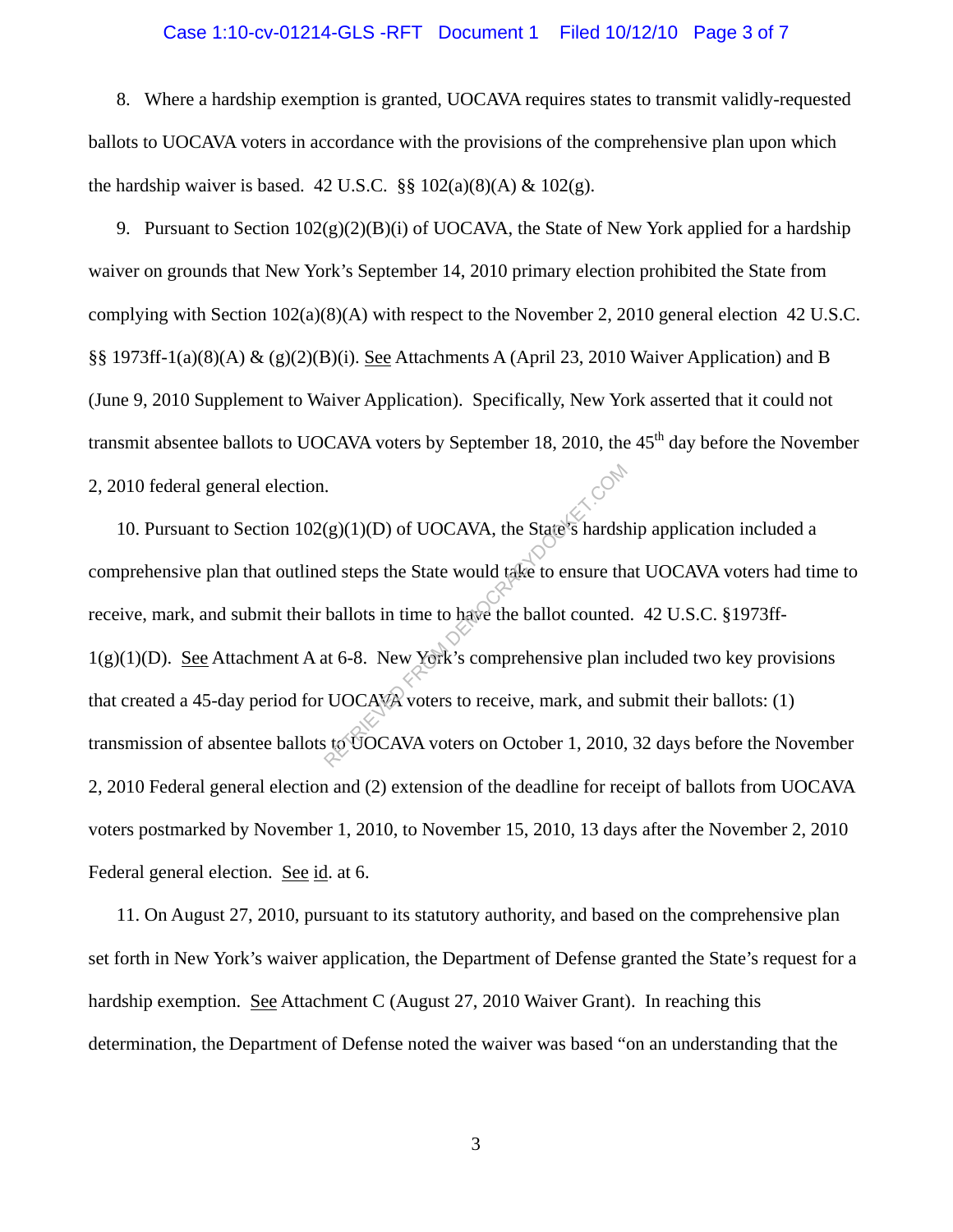8. Where a hardship exemption is granted, UOCAVA requires states to transmit validly-requested ballots to UOCAVA voters in accordance with the provisions of the comprehensive plan upon which the hardship waiver is based. 42 U.S.C. §§ 102(a)(8)(A) & 102(g).

9. Pursuant to Section 102(g)(2)(B)(i) of UOCAVA, the State of New York applied for a hardship waiver on grounds that New York's September 14, 2010 primary election prohibited the State from complying with Section 102(a)(8)(A) with respect to the November 2, 2010 general election 42 U.S.C. §§ 1973ff-1(a)(8)(A) & (g)(2)(B)(i). See Attachments A (April 23, 2010 Waiver Application) and B (June 9, 2010 Supplement to Waiver Application). Specifically, New York asserted that it could not transmit absentee ballots to UOCAVA voters by September 18, 2010, the 45th day before the November 2, 2010 federal general election.

10. Pursuant to Section 102(g)(1)(D) of UOCAVA, the State's hardship application included a comprehensive plan that outlined steps the State would take to ensure that UOCAVA voters had time to receive, mark, and submit their ballots in time to have the ballot counted. 42 U.S.C. §1973ff-1(g)(1)(D). See Attachment A at 6-8. New York's comprehensive plan included two key provisions that created a 45-day period for UOCAVA voters to receive, mark, and submit their ballots: (1) transmission of absentee ballots to UOCAVA voters on October 1, 2010, 32 days before the November 2, 2010 Federal general election and (2) extension of the deadline for receipt of ballots from UOCAVA voters postmarked by November 1, 2010, to November 15, 2010, 13 days after the November 2, 2010 Federal general election. See id. at 6.

11. On August 27, 2010, pursuant to its statutory authority, and based on the comprehensive plan set forth in New York's waiver application, the Department of Defense granted the State's request for a hardship exemption. See Attachment C (August 27, 2010 Waiver Grant). In reaching this determination, the Department of Defense noted the waiver was based "on an understanding that the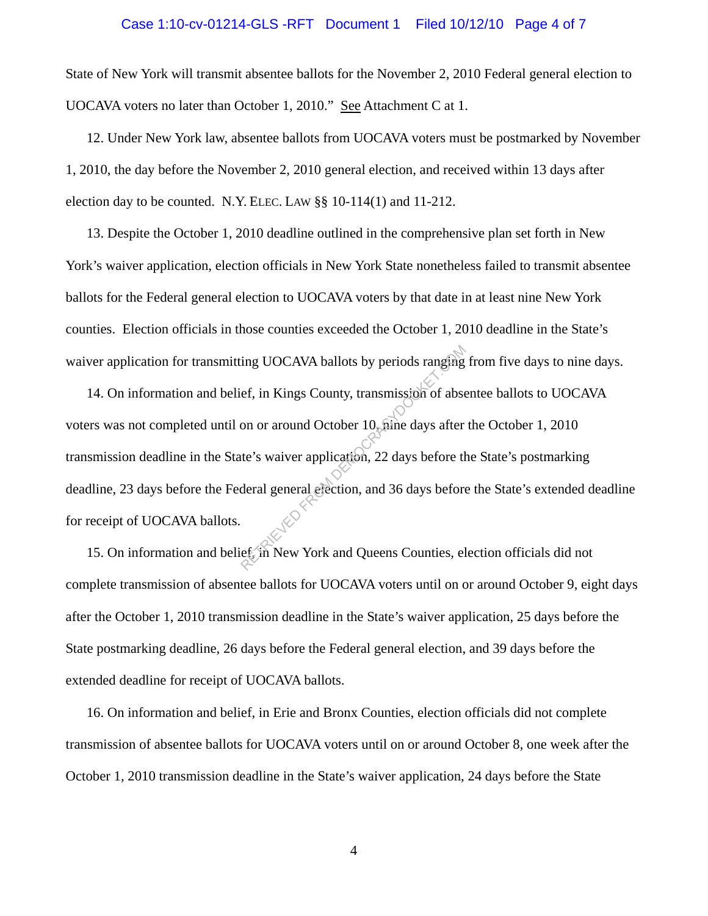State of New York will transmit absentee ballots for the November 2, 2010 Federal general election to UOCAVA voters no later than October 1, 2010." See Attachment C at 1.

12. Under New York law, absentee ballots from UOCAVA voters must be postmarked by November 1, 2010, the day before the November 2, 2010 general election, and received within 13 days after election day to be counted. N.Y. ELEC. LAW §§ 10-114(1) and 11-212.

13. Despite the October 1, 2010 deadline outlined in the comprehensive plan set forth in New York's waiver application, election officials in New York State nonetheless failed to transmit absentee ballots for the Federal general election to UOCAVA voters by that date in at least nine New York counties. Election officials in those counties exceeded the October 1, 2010 deadline in the State's waiver application for transmitting UOCAVA ballots by periods ranging from five days to nine days.

14. On information and belief, in Kings County, transmission of absentee ballots to UOCAVA voters was not completed until on or around October 10, nine days after the October 1, 2010 transmission deadline in the State's waiver application, 22 days before the State's postmarking deadline, 23 days before the Federal general election, and 36 days before the State's extended deadline for receipt of UOCAVA ballots.

15. On information and belief, in New York and Queens Counties, election officials did not complete transmission of absentee ballots for UOCAVA voters until on or around October 9, eight days after the October 1, 2010 transmission deadline in the State's waiver application, 25 days before the State postmarking deadline, 26 days before the Federal general election, and 39 days before the extended deadline for receipt of UOCAVA ballots.

16. On information and belief, in Erie and Bronx Counties, election officials did not complete transmission of absentee ballots for UOCAVA voters until on or around October 8, one week after the October 1, 2010 transmission deadline in the State's waiver application, 24 days before the State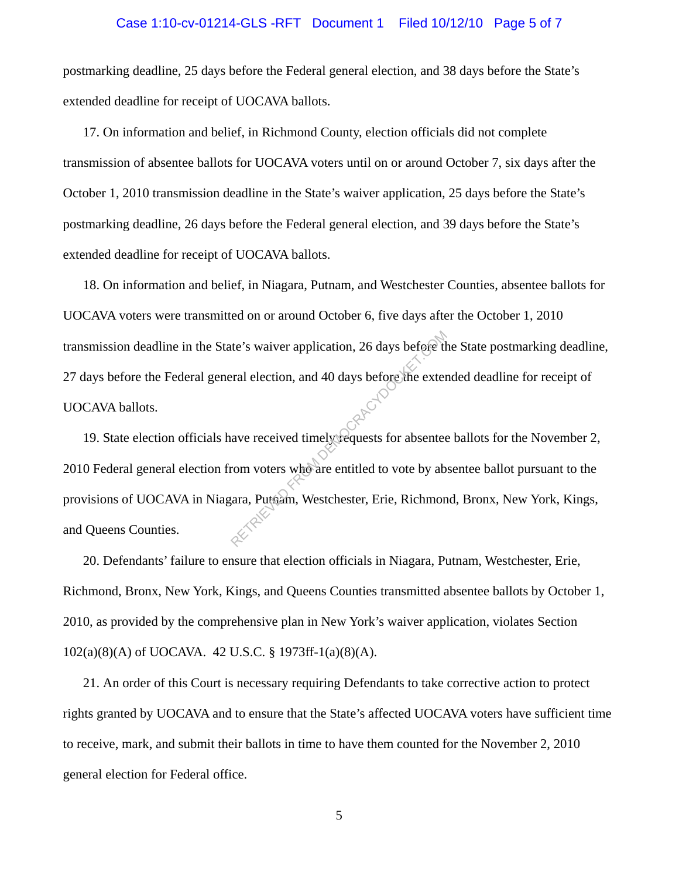postmarking deadline, 25 days before the Federal general election, and 38 days before the State's extended deadline for receipt of UOCAVA ballots.

17. On information and belief, in Richmond County, election officials did not complete transmission of absentee ballots for UOCAVA voters until on or around October 7, six days after the October 1, 2010 transmission deadline in the State's waiver application, 25 days before the State's postmarking deadline, 26 days before the Federal general election, and 39 days before the State's extended deadline for receipt of UOCAVA ballots.

18. On information and belief, in Niagara, Putnam, and Westchester Counties, absentee ballots for UOCAVA voters were transmitted on or around October 6, five days after the October 1, 2010 transmission deadline in the State's waiver application, 26 days before the State postmarking deadline, 27 days before the Federal general election, and 40 days before the extended deadline for receipt of UOCAVA ballots.

19. State election officials have received timely requests for absentee ballots for the November 2, 2010 Federal general election from voters who are entitled to vote by absentee ballot pursuant to the provisions of UOCAVA in Niagara, Putnam, Westchester, Erie, Richmond, Bronx, New York, Kings, and Queens Counties.

20. Defendants' failure to ensure that election officials in Niagara, Putnam, Westchester, Erie, Richmond, Bronx, New York, Kings, and Queens Counties transmitted absentee ballots by October 1, 2010, as provided by the comprehensive plan in New York's waiver application, violates Section 102(a)(8)(A) of UOCAVA. 42 U.S.C. § 1973ff-1(a)(8)(A).

21. An order of this Court is necessary requiring Defendants to take corrective action to protect rights granted by UOCAVA and to ensure that the State's affected UOCAVA voters have sufficient time to receive, mark, and submit their ballots in time to have them counted for the November 2, 2010 general election for Federal office.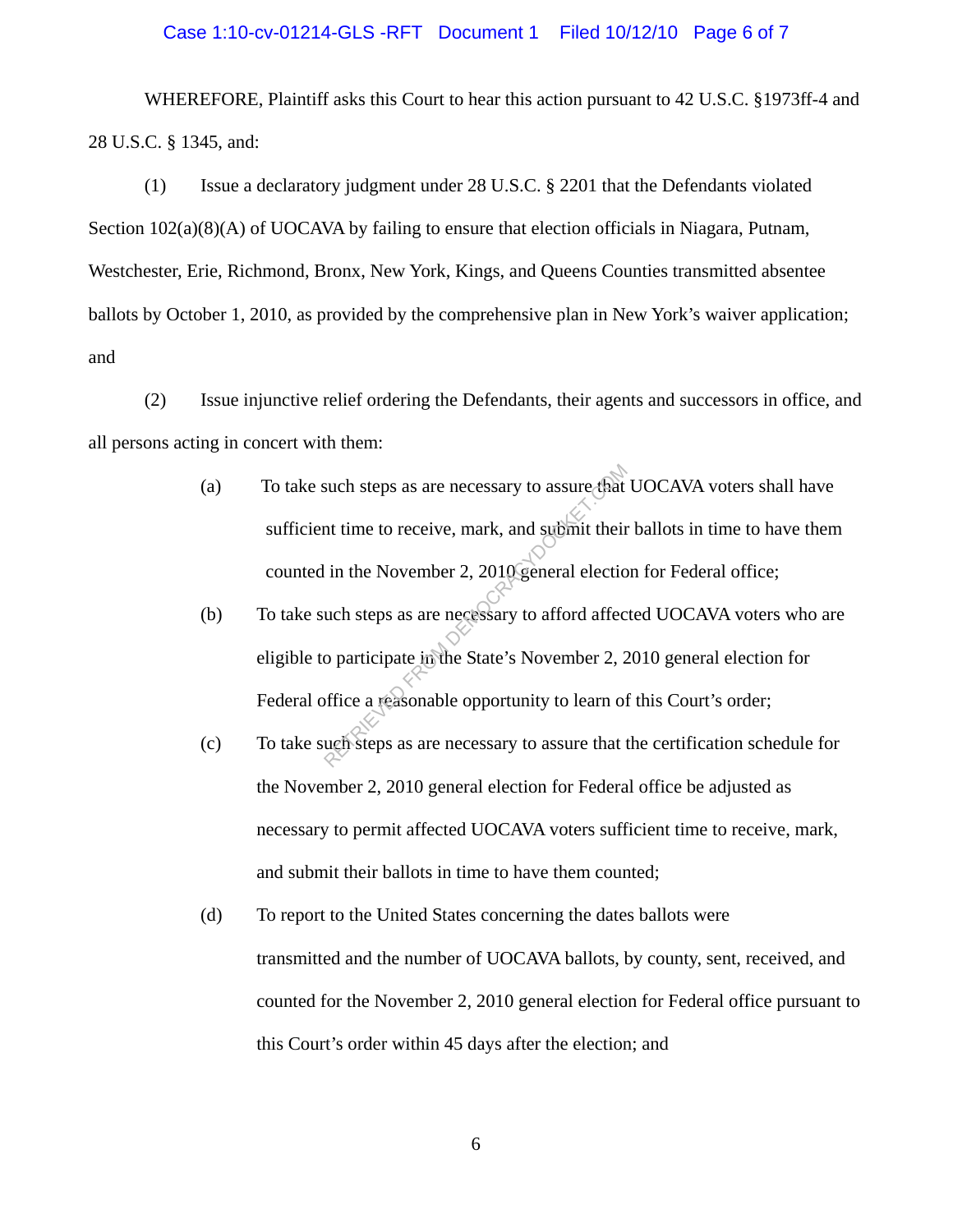WHEREFORE, Plaintiff asks this Court to hear this action pursuant to 42 U.S.C. §1973ff-4 and 28 U.S.C. § 1345, and:

(1) Issue a declaratory judgment under 28 U.S.C. § 2201 that the Defendants violated Section 102(a)(8)(A) of UOCAVA by failing to ensure that election officials in Niagara, Putnam, Westchester, Erie, Richmond, Bronx, New York, Kings, and Queens Counties transmitted absentee ballots by October 1, 2010, as provided by the comprehensive plan in New York's waiver application; and

(2) Issue injunctive relief ordering the Defendants, their agents and successors in office, and all persons acting in concert with them:

(a) To take such steps as are necessary to assure that UOCAVA voters shall have sufficient time to receive, mark, and submit their ballots in time to have them counted in the November 2, 2010 general election for Federal office;

(b) To take such steps as are necessary to afford affected UOCAVA voters who are eligible to participate in the State's November 2, 2010 general election for Federal office a reasonable opportunity to learn of this Court's order;

(c) To take such steps as are necessary to assure that the certification schedule for the November 2, 2010 general election for Federal office be adjusted as necessary to permit affected UOCAVA voters sufficient time to receive, mark, and submit their ballots in time to have them counted;

(d) To report to the United States concerning the dates ballots were transmitted and the number of UOCAVA ballots, by county, sent, received, and counted for the November 2, 2010 general election for Federal office pursuant to this Court's order within 45 days after the election; and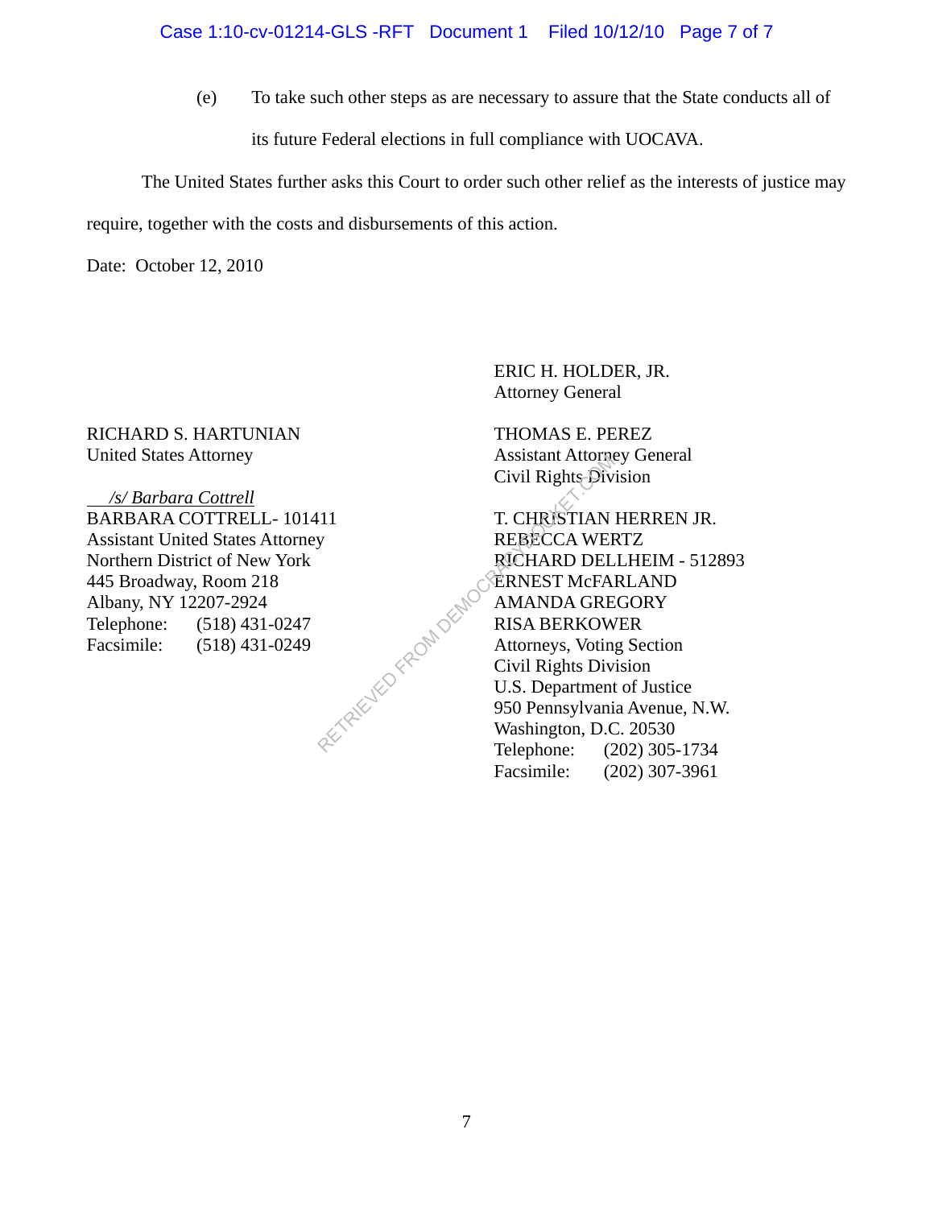(e) To take such other steps as are necessary to assure that the State conducts all of its future Federal elections in full compliance with UOCAVA.

The United States further asks this Court to order such other relief as the interests of justice may require, together with the costs and disbursements of this action.

Date: October 12, 2010

ERIC H. HOLDER, JR.
Attorney General

RICHARD S. HARTUNIAN
United States Attorney

*/s/ Barbara Cottrell*
BARBARA COTTRELL- 101411
Assistant United States Attorney
Northern District of New York
445 Broadway, Room 218
Albany, NY 12207-2924
Telephone: (518) 431-0247
Facsimile: (518) 431-0249

THOMAS E. PEREZ
Assistant Attorney General
Civil Rights Division

T. CHRISTIAN HERREN JR.
REBECCA WERTZ
RICHARD DELLHEIM - 512893
ERNEST McFARLAND
AMANDA GREGORY
RISA BERKOWER
Attorneys, Voting Section
Civil Rights Division
U.S. Department of Justice
950 Pennsylvania Avenue, N.W.
Washington, D.C. 20530
Telephone: (202) 305-1734
Facsimile: (202) 307-3961